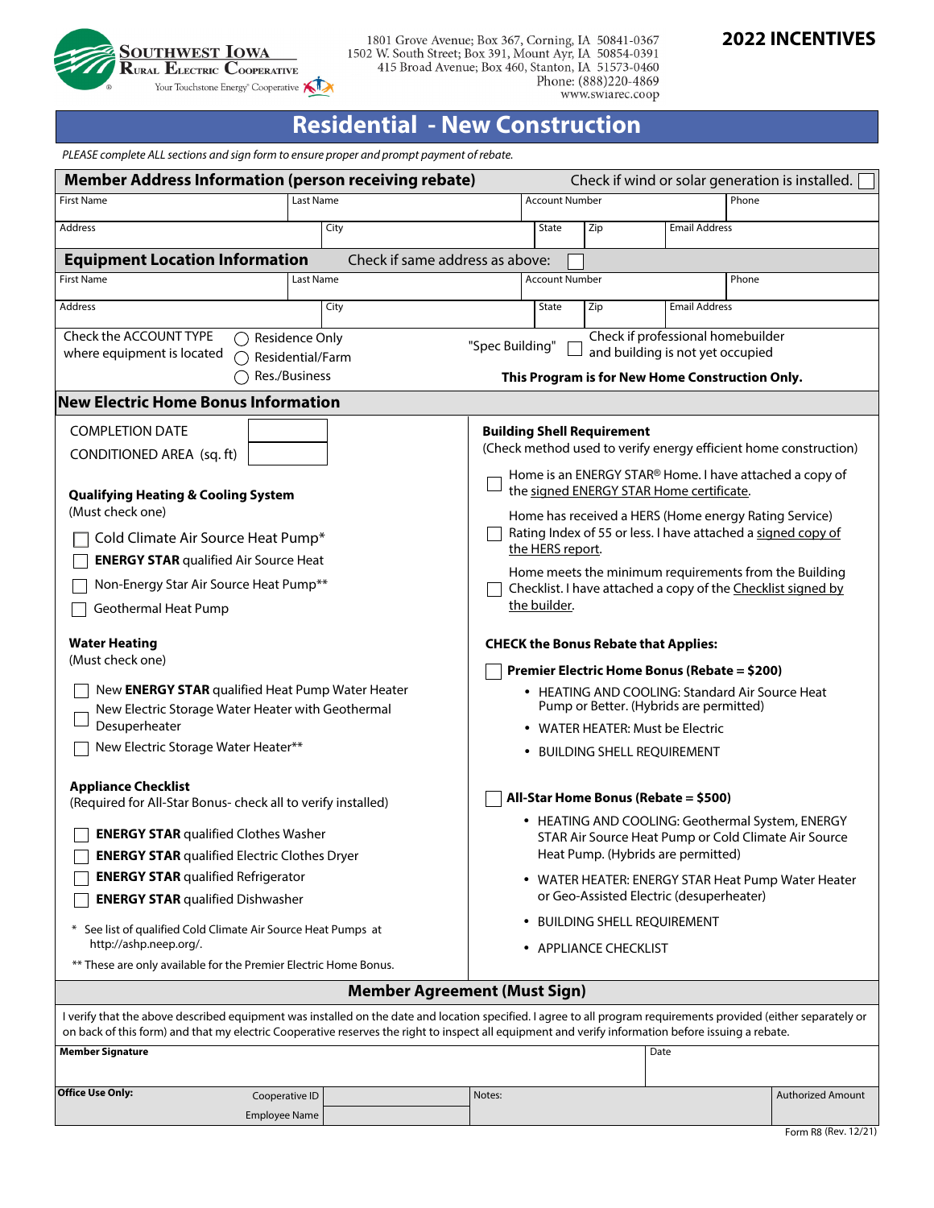Southwest Iowa Rural Electric Cooperative
Your Touchstone Energy® Cooperative

1801 Grove Avenue; Box 367, Corning, IA 50841-0367
1502 W. South Street; Box 391, Mount Ayr, IA 50854-0391
415 Broad Avenue; Box 460, Stanton, IA 51573-0460
Phone: (888)220-4869
www.swiarec.coop

**2022 INCENTIVES**

# Residential - New Construction

*PLEASE complete ALL sections and sign form to ensure proper and prompt payment of rebate.*

## Member Address Information (person receiving rebate)

Check if wind or solar generation is installed. ☐

| First Name | Last Name | Account Number | Phone |
|---|---|---|---|
| | | | |

| Address | City | State | Zip | Email Address |
|---|---|---|---|---|
| | | | | |

## Equipment Location Information

Check if same address as above: ☐

| First Name | Last Name | Account Number | Phone |
|---|---|---|---|
| | | | |

| Address | City | State | Zip | Email Address |
|---|---|---|---|---|
| | | | | |

Check the ACCOUNT TYPE where equipment is located
- ◯ Residence Only
- ◯ Residential/Farm
- ◯ Res./Business

"Spec Building" ☐ Check if professional homebuilder and building is not yet occupied

**This Program is for New Home Construction Only.**

## New Electric Home Bonus Information

COMPLETION DATE

CONDITIONED AREA (sq. ft)

**Qualifying Heating & Cooling System**
(Must check one)

- ☐ Cold Climate Air Source Heat Pump*
- ☐ **ENERGY STAR** qualified Air Source Heat
- ☐ Non-Energy Star Air Source Heat Pump**
- ☐ Geothermal Heat Pump

**Water Heating**
(Must check one)

- ☐ New **ENERGY STAR** qualified Heat Pump Water Heater
- ☐ New Electric Storage Water Heater with Geothermal Desuperheater
- ☐ New Electric Storage Water Heater**

**Appliance Checklist**
(Required for All-Star Bonus- check all to verify installed)

- ☐ **ENERGY STAR** qualified Clothes Washer
- ☐ **ENERGY STAR** qualified Electric Clothes Dryer
- ☐ **ENERGY STAR** qualified Refrigerator
- ☐ **ENERGY STAR** qualified Dishwasher

\* See list of qualified Cold Climate Air Source Heat Pumps at http://ashp.neep.org/.

\*\* These are only available for the Premier Electric Home Bonus.

**Building Shell Requirement**
(Check method used to verify energy efficient home construction)

- ☐ Home is an ENERGY STAR® Home. I have attached a copy of the signed ENERGY STAR Home certificate.
- ☐ Home has received a HERS (Home energy Rating Service) Rating Index of 55 or less. I have attached a signed copy of the HERS report.
- ☐ Home meets the minimum requirements from the Building Checklist. I have attached a copy of the Checklist signed by the builder.

**CHECK the Bonus Rebate that Applies:**

☐ **Premier Electric Home Bonus (Rebate = $200)**
- HEATING AND COOLING: Standard Air Source Heat Pump or Better. (Hybrids are permitted)
- WATER HEATER: Must be Electric
- BUILDING SHELL REQUIREMENT

☐ **All-Star Home Bonus (Rebate = $500)**
- HEATING AND COOLING: Geothermal System, ENERGY STAR Air Source Heat Pump or Cold Climate Air Source Heat Pump. (Hybrids are permitted)
- WATER HEATER: ENERGY STAR Heat Pump Water Heater or Geo-Assisted Electric (desuperheater)
- BUILDING SHELL REQUIREMENT
- APPLIANCE CHECKLIST

## Member Agreement (Must Sign)

I verify that the above described equipment was installed on the date and location specified. I agree to all program requirements provided (either separately or on back of this form) and that my electric Cooperative reserves the right to inspect all equipment and verify information before issuing a rebate.

| Member Signature | Date |
|---|---|
| | |

| Office Use Only: | | Notes: | Authorized Amount |
|---|---|---|---|
| Cooperative ID | | | |
| Employee Name | | | |

Form R8 (Rev. 12/21)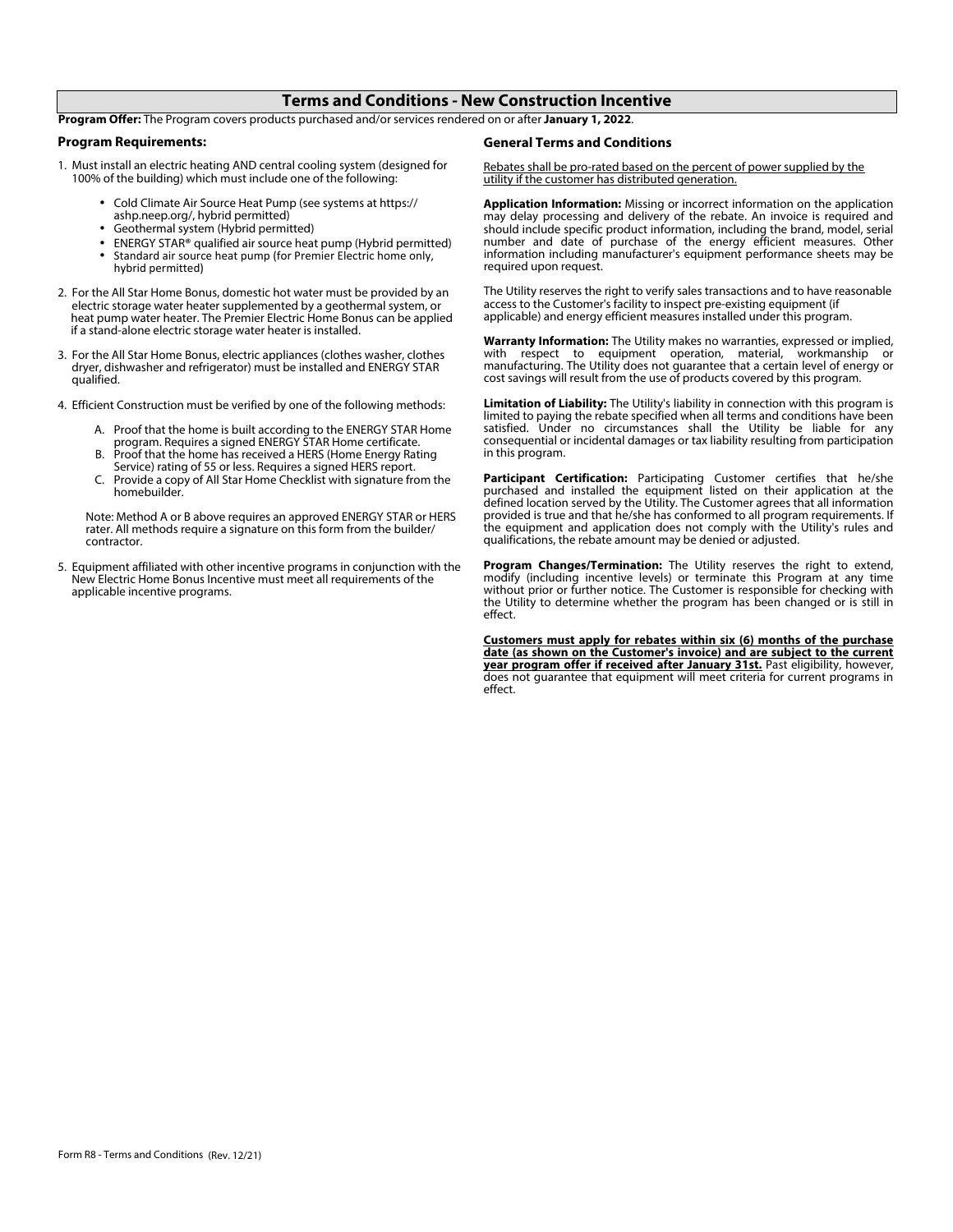## Terms and Conditions - New Construction Incentive

**Program Offer:** The Program covers products purchased and/or services rendered on or after **January 1, 2022**.

### Program Requirements:

1. Must install an electric heating AND central cooling system (designed for 100% of the building) which must include one of the following:
   - Cold Climate Air Source Heat Pump (see systems at https://ashp.neep.org/, hybrid permitted)
   - Geothermal system (Hybrid permitted)
   - ENERGY STAR® qualified air source heat pump (Hybrid permitted)
   - Standard air source heat pump (for Premier Electric home only, hybrid permitted)
2. For the All Star Home Bonus, domestic hot water must be provided by an electric storage water heater supplemented by a geothermal system, or heat pump water heater. The Premier Electric Home Bonus can be applied if a stand-alone electric storage water heater is installed.
3. For the All Star Home Bonus, electric appliances (clothes washer, clothes dryer, dishwasher and refrigerator) must be installed and ENERGY STAR qualified.
4. Efficient Construction must be verified by one of the following methods:
   - A. Proof that the home is built according to the ENERGY STAR Home program. Requires a signed ENERGY STAR Home certificate.
   - B. Proof that the home has received a HERS (Home Energy Rating Service) rating of 55 or less. Requires a signed HERS report.
   - C. Provide a copy of All Star Home Checklist with signature from the homebuilder.

   Note: Method A or B above requires an approved ENERGY STAR or HERS rater. All methods require a signature on this form from the builder/ contractor.
5. Equipment affiliated with other incentive programs in conjunction with the New Electric Home Bonus Incentive must meet all requirements of the applicable incentive programs.

### General Terms and Conditions

<u>Rebates shall be pro-rated based on the percent of power supplied by the utility if the customer has distributed generation.</u>

**Application Information:** Missing or incorrect information on the application may delay processing and delivery of the rebate. An invoice is required and should include specific product information, including the brand, model, serial number and date of purchase of the energy efficient measures. Other information including manufacturer's equipment performance sheets may be required upon request.

The Utility reserves the right to verify sales transactions and to have reasonable access to the Customer's facility to inspect pre-existing equipment (if applicable) and energy efficient measures installed under this program.

**Warranty Information:** The Utility makes no warranties, expressed or implied, with respect to equipment operation, material, workmanship or manufacturing. The Utility does not guarantee that a certain level of energy or cost savings will result from the use of products covered by this program.

**Limitation of Liability:** The Utility's liability in connection with this program is limited to paying the rebate specified when all terms and conditions have been satisfied. Under no circumstances shall the Utility be liable for any consequential or incidental damages or tax liability resulting from participation in this program.

**Participant Certification:** Participating Customer certifies that he/she purchased and installed the equipment listed on their application at the defined location served by the Utility. The Customer agrees that all information provided is true and that he/she has conformed to all program requirements. If the equipment and application does not comply with the Utility's rules and qualifications, the rebate amount may be denied or adjusted.

**Program Changes/Termination:** The Utility reserves the right to extend, modify (including incentive levels) or terminate this Program at any time without prior or further notice. The Customer is responsible for checking with the Utility to determine whether the program has been changed or is still in effect.

**<u>Customers must apply for rebates within six (6) months of the purchase date (as shown on the Customer's invoice) and are subject to the current year program offer if received after January 31st.</u>** Past eligibility, however, does not guarantee that equipment will meet criteria for current programs in effect.

Form R8 - Terms and Conditions (Rev. 12/21)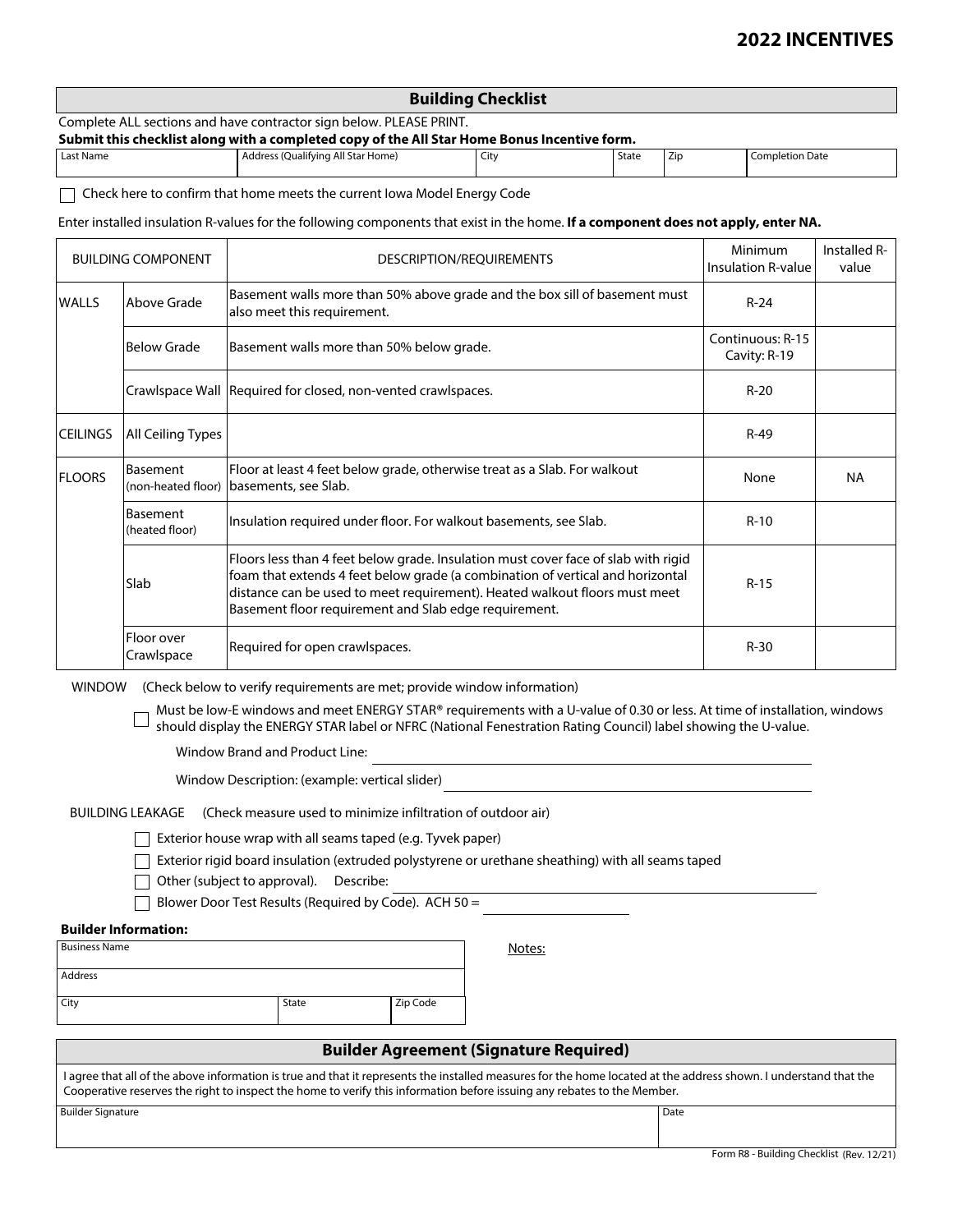# 2022 INCENTIVES

## Building Checklist

Complete ALL sections and have contractor sign below. PLEASE PRINT.

**Submit this checklist along with a completed copy of the All Star Home Bonus Incentive form.**

| Last Name | Address (Qualifying All Star Home) | City | State | Zip | Completion Date |
|---|---|---|---|---|---|
| | | | | | |

☐ Check here to confirm that home meets the current Iowa Model Energy Code

Enter installed insulation R-values for the following components that exist in the home. **If a component does not apply, enter NA.**

| BUILDING COMPONENT | | DESCRIPTION/REQUIREMENTS | Minimum Insulation R-value | Installed R-value |
|---|---|---|---|---|
| WALLS | Above Grade | Basement walls more than 50% above grade and the box sill of basement must also meet this requirement. | R-24 | |
| | Below Grade | Basement walls more than 50% below grade. | Continuous: R-15 Cavity: R-19 | |
| | Crawlspace Wall | Required for closed, non-vented crawlspaces. | R-20 | |
| CEILINGS | All Ceiling Types | | R-49 | |
| FLOORS | Basement (non-heated floor) | Floor at least 4 feet below grade, otherwise treat as a Slab. For walkout basements, see Slab. | None | NA |
| | Basement (heated floor) | Insulation required under floor. For walkout basements, see Slab. | R-10 | |
| | Slab | Floors less than 4 feet below grade. Insulation must cover face of slab with rigid foam that extends 4 feet below grade (a combination of vertical and horizontal distance can be used to meet requirement). Heated walkout floors must meet Basement floor requirement and Slab edge requirement. | R-15 | |
| | Floor over Crawlspace | Required for open crawlspaces. | R-30 | |

WINDOW (Check below to verify requirements are met; provide window information)

☐ Must be low-E windows and meet ENERGY STAR® requirements with a U-value of 0.30 or less. At time of installation, windows should display the ENERGY STAR label or NFRC (National Fenestration Rating Council) label showing the U-value.

Window Brand and Product Line: ______________________

Window Description: (example: vertical slider) ______________________

BUILDING LEAKAGE (Check measure used to minimize infiltration of outdoor air)

☐ Exterior house wrap with all seams taped (e.g. Tyvek paper)

☐ Exterior rigid board insulation (extruded polystyrene or urethane sheathing) with all seams taped

☐ Other (subject to approval). Describe: ______________________

☐ Blower Door Test Results (Required by Code). ACH 50 = ____________

**Builder Information:**

| Business Name | | |
|---|---|---|
| Address | | |
| City | State | Zip Code |

Notes:

## Builder Agreement (Signature Required)

I agree that all of the above information is true and that it represents the installed measures for the home located at the address shown. I understand that the Cooperative reserves the right to inspect the home to verify this information before issuing any rebates to the Member.

| Builder Signature | Date |
|---|---|
| | |

Form R8 - Building Checklist (Rev. 12/21)